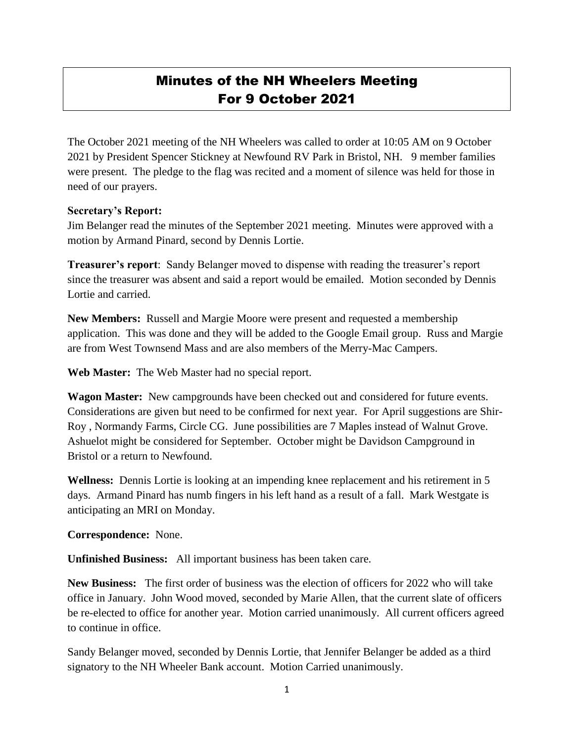# Minutes of the NH Wheelers Meeting For 9 October 2021

The October 2021 meeting of the NH Wheelers was called to order at 10:05 AM on 9 October 2021 by President Spencer Stickney at Newfound RV Park in Bristol, NH. 9 member families were present. The pledge to the flag was recited and a moment of silence was held for those in need of our prayers.

**Secretary's Report:**
Jim Belanger read the minutes of the September 2021 meeting. Minutes were approved with a motion by Armand Pinard, second by Dennis Lortie.

**Treasurer's report**: Sandy Belanger moved to dispense with reading the treasurer's report since the treasurer was absent and said a report would be emailed. Motion seconded by Dennis Lortie and carried.

**New Members:** Russell and Margie Moore were present and requested a membership application. This was done and they will be added to the Google Email group. Russ and Margie are from West Townsend Mass and are also members of the Merry-Mac Campers.

**Web Master:** The Web Master had no special report.

**Wagon Master:** New campgrounds have been checked out and considered for future events. Considerations are given but need to be confirmed for next year. For April suggestions are Shir-Roy , Normandy Farms, Circle CG. June possibilities are 7 Maples instead of Walnut Grove. Ashuelot might be considered for September. October might be Davidson Campground in Bristol or a return to Newfound.

**Wellness:** Dennis Lortie is looking at an impending knee replacement and his retirement in 5 days. Armand Pinard has numb fingers in his left hand as a result of a fall. Mark Westgate is anticipating an MRI on Monday.

**Correspondence:** None.

**Unfinished Business:** All important business has been taken care.

**New Business:** The first order of business was the election of officers for 2022 who will take office in January. John Wood moved, seconded by Marie Allen, that the current slate of officers be re-elected to office for another year. Motion carried unanimously. All current officers agreed to continue in office.

Sandy Belanger moved, seconded by Dennis Lortie, that Jennifer Belanger be added as a third signatory to the NH Wheeler Bank account. Motion Carried unanimously.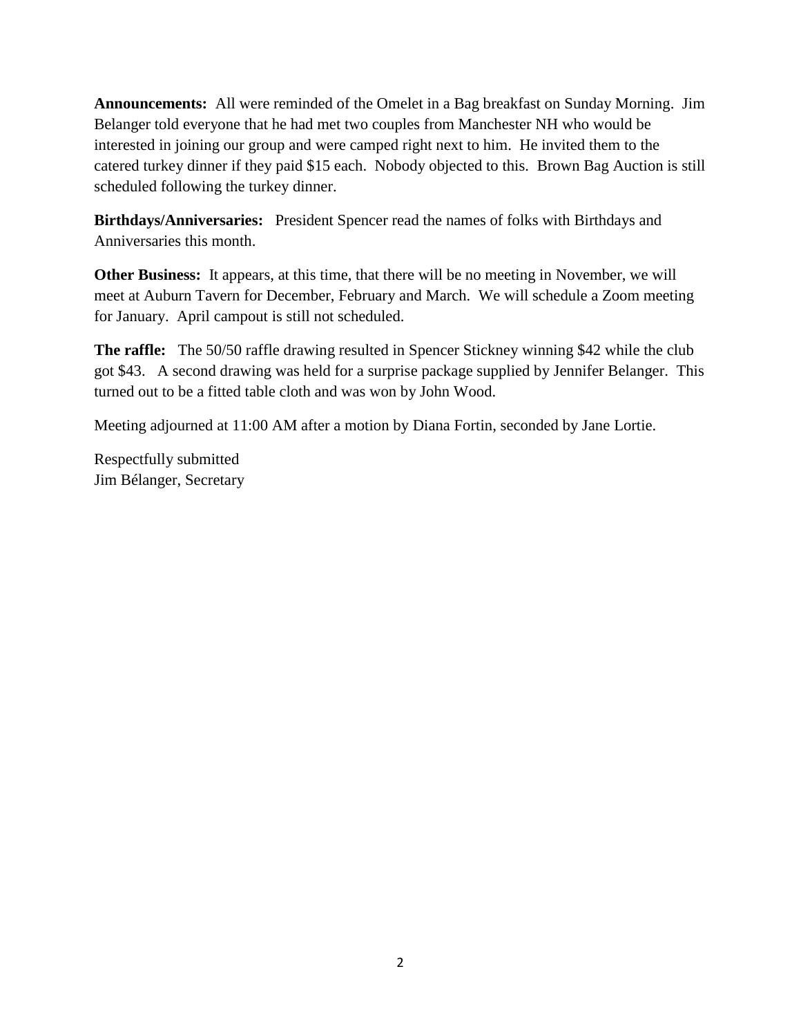**Announcements:** All were reminded of the Omelet in a Bag breakfast on Sunday Morning. Jim Belanger told everyone that he had met two couples from Manchester NH who would be interested in joining our group and were camped right next to him. He invited them to the catered turkey dinner if they paid $15 each. Nobody objected to this. Brown Bag Auction is still scheduled following the turkey dinner.

**Birthdays/Anniversaries:** President Spencer read the names of folks with Birthdays and Anniversaries this month.

**Other Business:** It appears, at this time, that there will be no meeting in November, we will meet at Auburn Tavern for December, February and March. We will schedule a Zoom meeting for January. April campout is still not scheduled.

**The raffle:** The 50/50 raffle drawing resulted in Spencer Stickney winning $42 while the club got $43. A second drawing was held for a surprise package supplied by Jennifer Belanger. This turned out to be a fitted table cloth and was won by John Wood.

Meeting adjourned at 11:00 AM after a motion by Diana Fortin, seconded by Jane Lortie.

Respectfully submitted
Jim Bélanger, Secretary